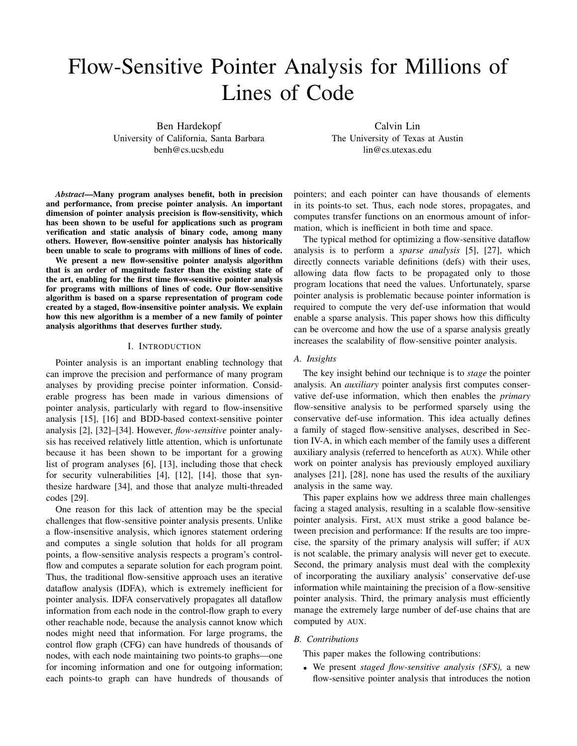# Flow-Sensitive Pointer Analysis for Millions of Lines of Code

Ben Hardekopf
University of California, Santa Barbara
benh@cs.ucsb.edu

Calvin Lin
The University of Texas at Austin
lin@cs.utexas.edu

***Abstract*—Many program analyses benefit, both in precision and performance, from precise pointer analysis. An important dimension of pointer analysis precision is flow-sensitivity, which has been shown to be useful for applications such as program verification and static analysis of binary code, among many others. However, flow-sensitive pointer analysis has historically been unable to scale to programs with millions of lines of code.**

**We present a new flow-sensitive pointer analysis algorithm that is an order of magnitude faster than the existing state of the art, enabling for the first time flow-sensitive pointer analysis for programs with millions of lines of code. Our flow-sensitive algorithm is based on a sparse representation of program code created by a staged, flow-insensitive pointer analysis. We explain how this new algorithm is a member of a new family of pointer analysis algorithms that deserves further study.**

## I. Introduction

Pointer analysis is an important enabling technology that can improve the precision and performance of many program analyses by providing precise pointer information. Considerable progress has been made in various dimensions of pointer analysis, particularly with regard to flow-insensitive analysis [15], [16] and BDD-based context-sensitive pointer analysis [2], [32]–[34]. However, *flow-sensitive* pointer analysis has received relatively little attention, which is unfortunate because it has been shown to be important for a growing list of program analyses [6], [13], including those that check for security vulnerabilities [4], [12], [14], those that synthesize hardware [34], and those that analyze multi-threaded codes [29].

One reason for this lack of attention may be the special challenges that flow-sensitive pointer analysis presents. Unlike a flow-insensitive analysis, which ignores statement ordering and computes a single solution that holds for all program points, a flow-sensitive analysis respects a program's control-flow and computes a separate solution for each program point. Thus, the traditional flow-sensitive approach uses an iterative dataflow analysis (IDFA), which is extremely inefficient for pointer analysis. IDFA conservatively propagates all dataflow information from each node in the control-flow graph to every other reachable node, because the analysis cannot know which nodes might need that information. For large programs, the control flow graph (CFG) can have hundreds of thousands of nodes, with each node maintaining two points-to graphs—one for incoming information and one for outgoing information; each points-to graph can have hundreds of thousands of pointers; and each pointer can have thousands of elements in its points-to set. Thus, each node stores, propagates, and computes transfer functions on an enormous amount of information, which is inefficient in both time and space.

The typical method for optimizing a flow-sensitive dataflow analysis is to perform a *sparse analysis* [5], [27], which directly connects variable definitions (defs) with their uses, allowing data flow facts to be propagated only to those program locations that need the values. Unfortunately, sparse pointer analysis is problematic because pointer information is required to compute the very def-use information that would enable a sparse analysis. This paper shows how this difficulty can be overcome and how the use of a sparse analysis greatly increases the scalability of flow-sensitive pointer analysis.

### A. Insights

The key insight behind our technique is to *stage* the pointer analysis. An *auxiliary* pointer analysis first computes conservative def-use information, which then enables the *primary* flow-sensitive analysis to be performed sparsely using the conservative def-use information. This idea actually defines a family of staged flow-sensitive analyses, described in Section IV-A, in which each member of the family uses a different auxiliary analysis (referred to henceforth as AUX). While other work on pointer analysis has previously employed auxiliary analyses [21], [28], none has used the results of the auxiliary analysis in the same way.

This paper explains how we address three main challenges facing a staged analysis, resulting in a scalable flow-sensitive pointer analysis. First, AUX must strike a good balance between precision and performance: If the results are too imprecise, the sparsity of the primary analysis will suffer; if AUX is not scalable, the primary analysis will never get to execute. Second, the primary analysis must deal with the complexity of incorporating the auxiliary analysis' conservative def-use information while maintaining the precision of a flow-sensitive pointer analysis. Third, the primary analysis must efficiently manage the extremely large number of def-use chains that are computed by AUX.

### B. Contributions

This paper makes the following contributions:

- We present *staged flow-sensitive analysis (SFS),* a new flow-sensitive pointer analysis that introduces the notion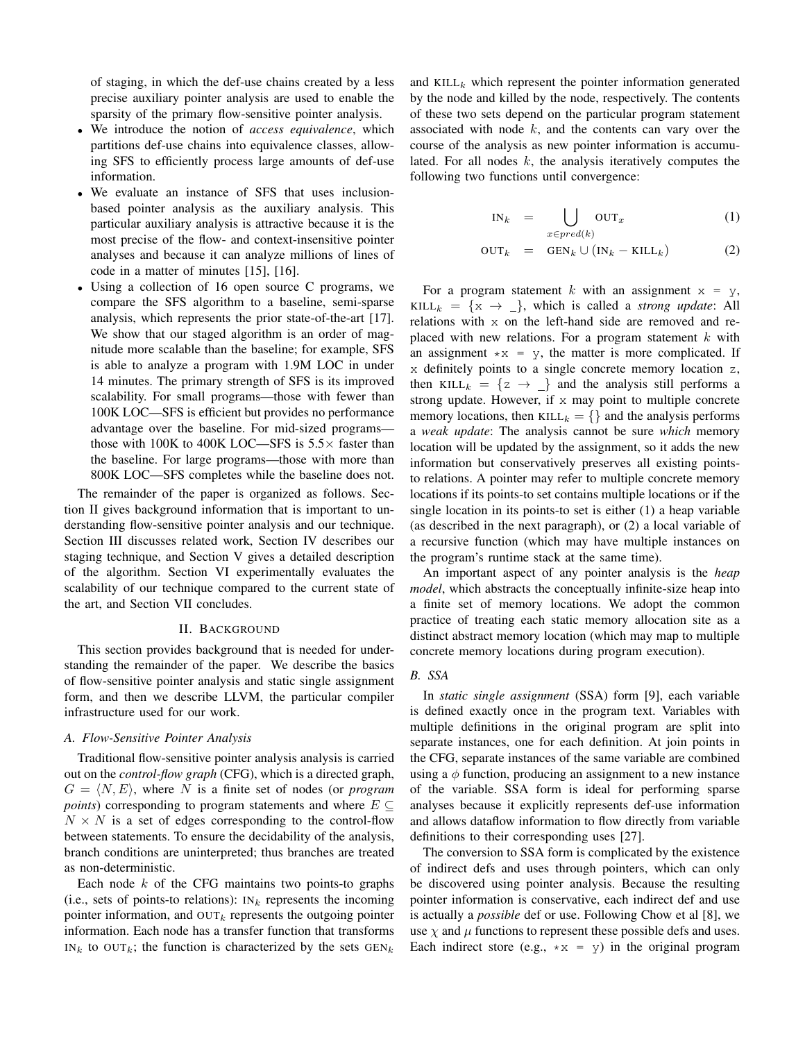of staging, in which the def-use chains created by a less precise auxiliary pointer analysis are used to enable the sparsity of the primary flow-sensitive pointer analysis.

- We introduce the notion of *access equivalence*, which partitions def-use chains into equivalence classes, allowing SFS to efficiently process large amounts of def-use information.
- We evaluate an instance of SFS that uses inclusion-based pointer analysis as the auxiliary analysis. This particular auxiliary analysis is attractive because it is the most precise of the flow- and context-insensitive pointer analyses and because it can analyze millions of lines of code in a matter of minutes [15], [16].
- Using a collection of 16 open source C programs, we compare the SFS algorithm to a baseline, semi-sparse analysis, which represents the prior state-of-the-art [17]. We show that our staged algorithm is an order of magnitude more scalable than the baseline; for example, SFS is able to analyze a program with 1.9M LOC in under 14 minutes. The primary strength of SFS is its improved scalability. For small programs—those with fewer than 100K LOC—SFS is efficient but provides no performance advantage over the baseline. For mid-sized programs—those with 100K to 400K LOC—SFS is 5.5× faster than the baseline. For large programs—those with more than 800K LOC—SFS completes while the baseline does not.

The remainder of the paper is organized as follows. Section II gives background information that is important to understanding flow-sensitive pointer analysis and our technique. Section III discusses related work, Section IV describes our staging technique, and Section V gives a detailed description of the algorithm. Section VI experimentally evaluates the scalability of our technique compared to the current state of the art, and Section VII concludes.

## II. Background

This section provides background that is needed for understanding the remainder of the paper. We describe the basics of flow-sensitive pointer analysis and static single assignment form, and then we describe LLVM, the particular compiler infrastructure used for our work.

### A. Flow-Sensitive Pointer Analysis

Traditional flow-sensitive pointer analysis analysis is carried out on the *control-flow graph* (CFG), which is a directed graph, $G = \langle N, E \rangle$, where $N$ is a finite set of nodes (or *program points*) corresponding to program statements and where $E \subseteq N \times N$ is a set of edges corresponding to the control-flow between statements. To ensure the decidability of the analysis, branch conditions are uninterpreted; thus branches are treated as non-deterministic.

Each node $k$ of the CFG maintains two points-to graphs (i.e., sets of points-to relations): $\text{IN}_k$ represents the incoming pointer information, and $\text{OUT}_k$ represents the outgoing pointer information. Each node has a transfer function that transforms $\text{IN}_k$ to $\text{OUT}_k$; the function is characterized by the sets $\text{GEN}_k$ and $\text{KILL}_k$ which represent the pointer information generated by the node and killed by the node, respectively. The contents of these two sets depend on the particular program statement associated with node $k$, and the contents can vary over the course of the analysis as new pointer information is accumulated. For all nodes $k$, the analysis iteratively computes the following two functions until convergence:

$$\text{IN}_k = \bigcup_{x \in pred(k)} \text{OUT}_x \tag{1}$$

$$\text{OUT}_k = \text{GEN}_k \cup (\text{IN}_k - \text{KILL}_k) \tag{2}$$

For a program statement $k$ with an assignment `x = y`, $\text{KILL}_k = \{\texttt{x} \rightarrow \_\}$, which is called a *strong update*: All relations with `x` on the left-hand side are removed and replaced with new relations. For a program statement $k$ with an assignment `*x = y`, the matter is more complicated. If `x` definitely points to a single concrete memory location `z`, then $\text{KILL}_k = \{\texttt{z} \rightarrow \_\}$ and the analysis still performs a strong update. However, if `x` may point to multiple concrete memory locations, then $\text{KILL}_k = \{\}$ and the analysis performs a *weak update*: The analysis cannot be sure *which* memory location will be updated by the assignment, so it adds the new information but conservatively preserves all existing points-to relations. A pointer may refer to multiple concrete memory locations if its points-to set contains multiple locations or if the single location in its points-to set is either (1) a heap variable (as described in the next paragraph), or (2) a local variable of a recursive function (which may have multiple instances on the program's runtime stack at the same time).

An important aspect of any pointer analysis is the *heap model*, which abstracts the conceptually infinite-size heap into a finite set of memory locations. We adopt the common practice of treating each static memory allocation site as a distinct abstract memory location (which may map to multiple concrete memory locations during program execution).

### B. SSA

In *static single assignment* (SSA) form [9], each variable is defined exactly once in the program text. Variables with multiple definitions in the original program are split into separate instances, one for each definition. At join points in the CFG, separate instances of the same variable are combined using a $\phi$ function, producing an assignment to a new instance of the variable. SSA form is ideal for performing sparse analyses because it explicitly represents def-use information and allows dataflow information to flow directly from variable definitions to their corresponding uses [27].

The conversion to SSA form is complicated by the existence of indirect defs and uses through pointers, which can only be discovered using pointer analysis. Because the resulting pointer information is conservative, each indirect def and use is actually a *possible* def or use. Following Chow et al [8], we use $\chi$ and $\mu$ functions to represent these possible defs and uses. Each indirect store (e.g., `*x = y`) in the original program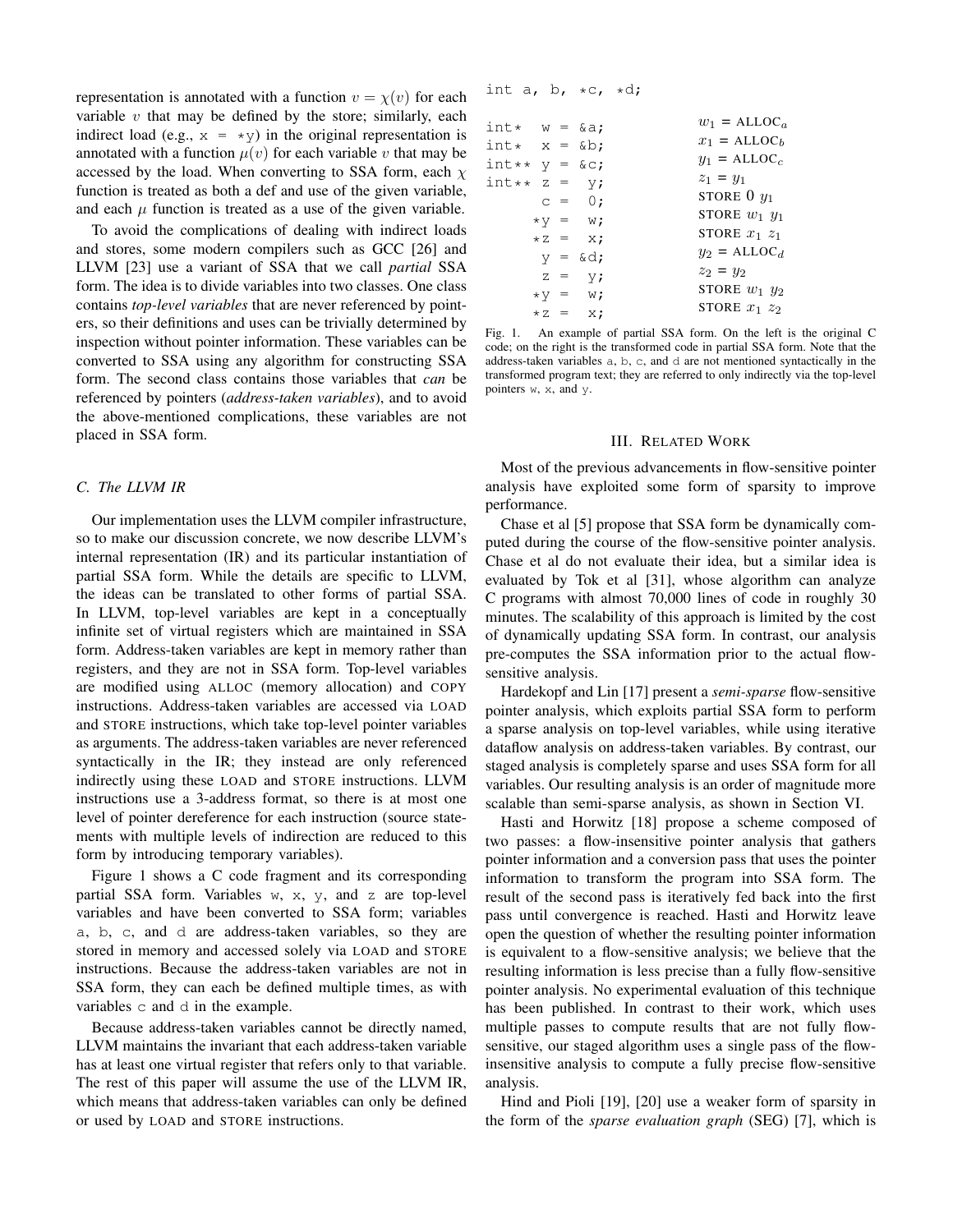representation is annotated with a function $v = \chi(v)$ for each variable $v$ that may be defined by the store; similarly, each indirect load (e.g., `x = *y`) in the original representation is annotated with a function $\mu(v)$ for each variable $v$ that may be accessed by the load. When converting to SSA form, each $\chi$ function is treated as both a def and use of the given variable, and each $\mu$ function is treated as a use of the given variable.

To avoid the complications of dealing with indirect loads and stores, some modern compilers such as GCC [26] and LLVM [23] use a variant of SSA that we call *partial* SSA form. The idea is to divide variables into two classes. One class contains *top-level variables* that are never referenced by pointers, so their definitions and uses can be trivially determined by inspection without pointer information. These variables can be converted to SSA using any algorithm for constructing SSA form. The second class contains those variables that *can* be referenced by pointers (*address-taken variables*), and to avoid the above-mentioned complications, these variables are not placed in SSA form.

### C. The LLVM IR

Our implementation uses the LLVM compiler infrastructure, so to make our discussion concrete, we now describe LLVM's internal representation (IR) and its particular instantiation of partial SSA form. While the details are specific to LLVM, the ideas can be translated to other forms of partial SSA. In LLVM, top-level variables are kept in a conceptually infinite set of virtual registers which are maintained in SSA form. Address-taken variables are kept in memory rather than registers, and they are not in SSA form. Top-level variables are modified using ALLOC (memory allocation) and COPY instructions. Address-taken variables are accessed via LOAD and STORE instructions, which take top-level pointer variables as arguments. The address-taken variables are never referenced syntactically in the IR; they instead are only referenced indirectly using these LOAD and STORE instructions. LLVM instructions use a 3-address format, so there is at most one level of pointer dereference for each instruction (source statements with multiple levels of indirection are reduced to this form by introducing temporary variables).

Figure 1 shows a C code fragment and its corresponding partial SSA form. Variables `w`, `x`, `y`, and `z` are top-level variables and have been converted to SSA form; variables `a`, `b`, `c`, and `d` are address-taken variables, so they are stored in memory and accessed solely via LOAD and STORE instructions. Because the address-taken variables are not in SSA form, they can each be defined multiple times, as with variables `c` and `d` in the example.

Because address-taken variables cannot be directly named, LLVM maintains the invariant that each address-taken variable has at least one virtual register that refers only to that variable. The rest of this paper will assume the use of the LLVM IR, which means that address-taken variables can only be defined or used by LOAD and STORE instructions.

```
int a, b, *c, *d;

int*  w = &a;
int*  x = &b;
int** y = &c;
int** z =  y;
      c =  0;
     *y =  w;
     *z =  x;
      y = &d;
      z =  y;
     *y =  w;
     *z =  x;
```

$w_1$ = ALLOC$_a$
$x_1$ = ALLOC$_b$
$y_1$ = ALLOC$_c$
$z_1 = y_1$
STORE 0 $y_1$
STORE $w_1$ $y_1$
STORE $x_1$ $z_1$
$y_2$ = ALLOC$_d$
$z_2 = y_2$
STORE $w_1$ $y_2$
STORE $x_1$ $z_2$

Fig. 1. An example of partial SSA form. On the left is the original C code; on the right is the transformed code in partial SSA form. Note that the address-taken variables `a`, `b`, `c`, and `d` are not mentioned syntactically in the transformed program text; they are referred to only indirectly via the top-level pointers `w`, `x`, and `y`.

## III. Related Work

Most of the previous advancements in flow-sensitive pointer analysis have exploited some form of sparsity to improve performance.

Chase et al [5] propose that SSA form be dynamically computed during the course of the flow-sensitive pointer analysis. Chase et al do not evaluate their idea, but a similar idea is evaluated by Tok et al [31], whose algorithm can analyze C programs with almost 70,000 lines of code in roughly 30 minutes. The scalability of this approach is limited by the cost of dynamically updating SSA form. In contrast, our analysis pre-computes the SSA information prior to the actual flow-sensitive analysis.

Hardekopf and Lin [17] present a *semi-sparse* flow-sensitive pointer analysis, which exploits partial SSA form to perform a sparse analysis on top-level variables, while using iterative dataflow analysis on address-taken variables. By contrast, our staged analysis is completely sparse and uses SSA form for all variables. Our resulting analysis is an order of magnitude more scalable than semi-sparse analysis, as shown in Section VI.

Hasti and Horwitz [18] propose a scheme composed of two passes: a flow-insensitive pointer analysis that gathers pointer information and a conversion pass that uses the pointer information to transform the program into SSA form. The result of the second pass is iteratively fed back into the first pass until convergence is reached. Hasti and Horwitz leave open the question of whether the resulting pointer information is equivalent to a flow-sensitive analysis; we believe that the resulting information is less precise than a fully flow-sensitive pointer analysis. No experimental evaluation of this technique has been published. In contrast to their work, which uses multiple passes to compute results that are not fully flow-sensitive, our staged algorithm uses a single pass of the flow-insensitive analysis to compute a fully precise flow-sensitive analysis.

Hind and Pioli [19], [20] use a weaker form of sparsity in the form of the *sparse evaluation graph* (SEG) [7], which is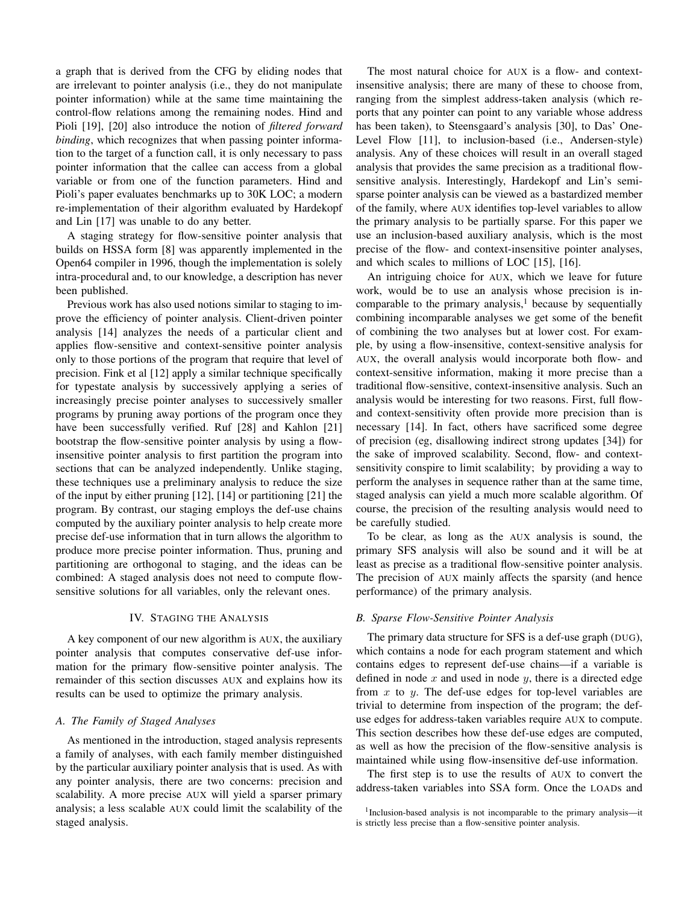a graph that is derived from the CFG by eliding nodes that are irrelevant to pointer analysis (i.e., they do not manipulate pointer information) while at the same time maintaining the control-flow relations among the remaining nodes. Hind and Pioli [19], [20] also introduce the notion of *filtered forward binding*, which recognizes that when passing pointer information to the target of a function call, it is only necessary to pass pointer information that the callee can access from a global variable or from one of the function parameters. Hind and Pioli's paper evaluates benchmarks up to 30K LOC; a modern re-implementation of their algorithm evaluated by Hardekopf and Lin [17] was unable to do any better.

A staging strategy for flow-sensitive pointer analysis that builds on HSSA form [8] was apparently implemented in the Open64 compiler in 1996, though the implementation is solely intra-procedural and, to our knowledge, a description has never been published.

Previous work has also used notions similar to staging to improve the efficiency of pointer analysis. Client-driven pointer analysis [14] analyzes the needs of a particular client and applies flow-sensitive and context-sensitive pointer analysis only to those portions of the program that require that level of precision. Fink et al [12] apply a similar technique specifically for typestate analysis by successively applying a series of increasingly precise pointer analyses to successively smaller programs by pruning away portions of the program once they have been successfully verified. Ruf [28] and Kahlon [21] bootstrap the flow-sensitive pointer analysis by using a flow-insensitive pointer analysis to first partition the program into sections that can be analyzed independently. Unlike staging, these techniques use a preliminary analysis to reduce the size of the input by either pruning [12], [14] or partitioning [21] the program. By contrast, our staging employs the def-use chains computed by the auxiliary pointer analysis to help create more precise def-use information that in turn allows the algorithm to produce more precise pointer information. Thus, pruning and partitioning are orthogonal to staging, and the ideas can be combined: A staged analysis does not need to compute flow-sensitive solutions for all variables, only the relevant ones.

## IV. Staging the Analysis

A key component of our new algorithm is AUX, the auxiliary pointer analysis that computes conservative def-use information for the primary flow-sensitive pointer analysis. The remainder of this section discusses AUX and explains how its results can be used to optimize the primary analysis.

### A. The Family of Staged Analyses

As mentioned in the introduction, staged analysis represents a family of analyses, with each family member distinguished by the particular auxiliary pointer analysis that is used. As with any pointer analysis, there are two concerns: precision and scalability. A more precise AUX will yield a sparser primary analysis; a less scalable AUX could limit the scalability of the staged analysis.

The most natural choice for AUX is a flow- and context-insensitive analysis; there are many of these to choose from, ranging from the simplest address-taken analysis (which reports that any pointer can point to any variable whose address has been taken), to Steensgaard's analysis [30], to Das' One-Level Flow [11], to inclusion-based (i.e., Andersen-style) analysis. Any of these choices will result in an overall staged analysis that provides the same precision as a traditional flow-sensitive analysis. Interestingly, Hardekopf and Lin's semi-sparse pointer analysis can be viewed as a bastardized member of the family, where AUX identifies top-level variables to allow the primary analysis to be partially sparse. For this paper we use an inclusion-based auxiliary analysis, which is the most precise of the flow- and context-insensitive pointer analyses, and which scales to millions of LOC [15], [16].

An intriguing choice for AUX, which we leave for future work, would be to use an analysis whose precision is incomparable to the primary analysis,[1] because by sequentially combining incomparable analyses we get some of the benefit of combining the two analyses but at lower cost. For example, by using a flow-insensitive, context-sensitive analysis for AUX, the overall analysis would incorporate both flow- and context-sensitive information, making it more precise than a traditional flow-sensitive, context-insensitive analysis. Such an analysis would be interesting for two reasons. First, full flow- and context-sensitivity often provide more precision than is necessary [14]. In fact, others have sacrificed some degree of precision (eg, disallowing indirect strong updates [34]) for the sake of improved scalability. Second, flow- and context-sensitivity conspire to limit scalability; by providing a way to perform the analyses in sequence rather than at the same time, staged analysis can yield a much more scalable algorithm. Of course, the precision of the resulting analysis would need to be carefully studied.

To be clear, as long as the AUX analysis is sound, the primary SFS analysis will also be sound and it will be at least as precise as a traditional flow-sensitive pointer analysis. The precision of AUX mainly affects the sparsity (and hence performance) of the primary analysis.

### B. Sparse Flow-Sensitive Pointer Analysis

The primary data structure for SFS is a def-use graph (DUG), which contains a node for each program statement and which contains edges to represent def-use chains—if a variable is defined in node $x$ and used in node $y$, there is a directed edge from $x$ to $y$. The def-use edges for top-level variables are trivial to determine from inspection of the program; the def-use edges for address-taken variables require AUX to compute. This section describes how these def-use edges are computed, as well as how the precision of the flow-sensitive analysis is maintained while using flow-insensitive def-use information.

The first step is to use the results of AUX to convert the address-taken variables into SSA form. Once the LOADs and

[1] Inclusion-based analysis is not incomparable to the primary analysis—it is strictly less precise than a flow-sensitive pointer analysis.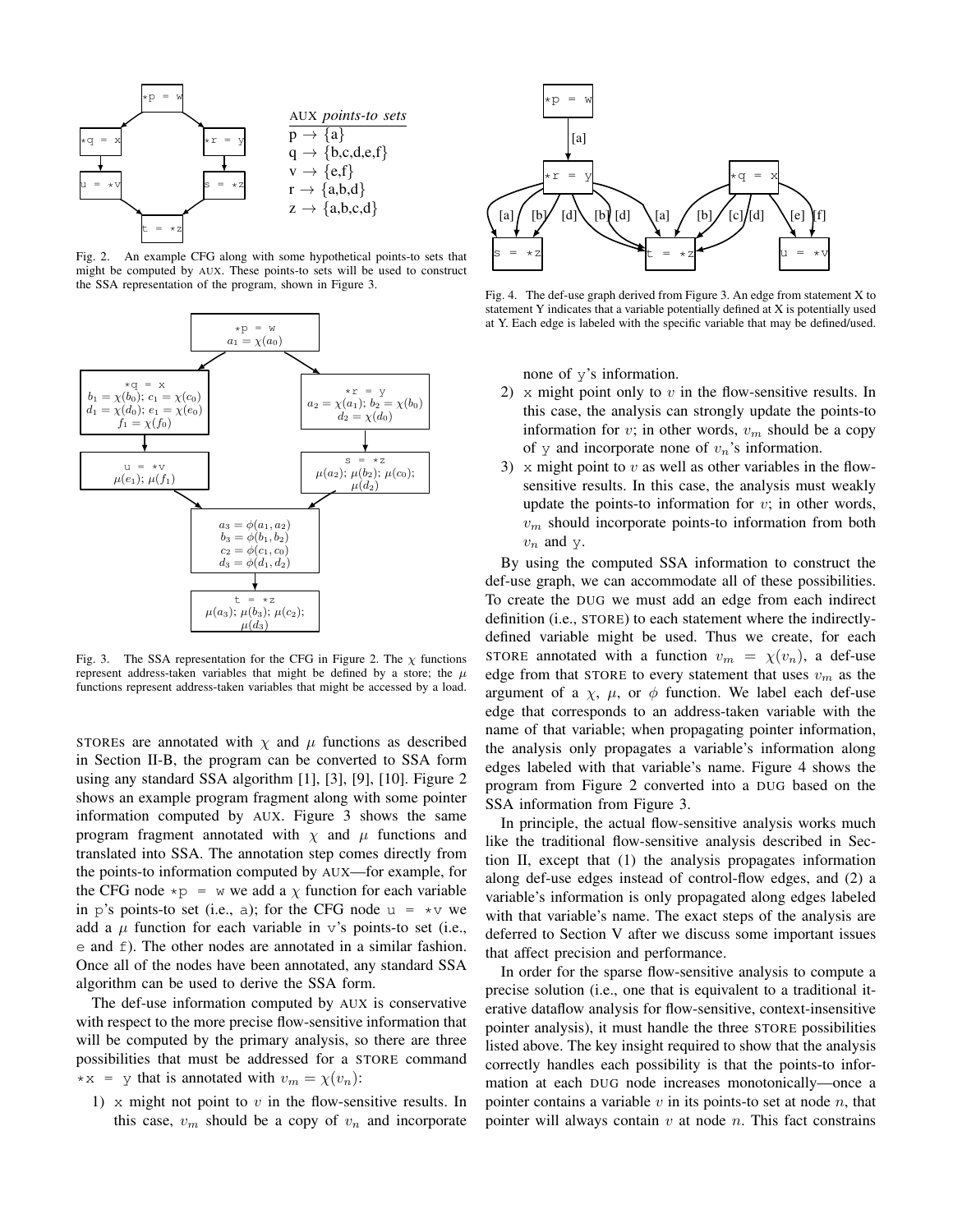AUX *points-to sets*

p → {a}
q → {b,c,d,e,f}
v → {e,f}
r → {a,b,d}
z → {a,b,c,d}

Fig. 2. An example CFG along with some hypothetical points-to sets that might be computed by AUX. These points-to sets will be used to construct the SSA representation of the program, shown in Figure 3.

Fig. 3. The SSA representation for the CFG in Figure 2. The $\chi$ functions represent address-taken variables that might be defined by a store; the $\mu$ functions represent address-taken variables that might be accessed by a load.

STOREs are annotated with $\chi$ and $\mu$ functions as described in Section II-B, the program can be converted to SSA form using any standard SSA algorithm [1], [3], [9], [10]. Figure 2 shows an example program fragment along with some pointer information computed by AUX. Figure 3 shows the same program fragment annotated with $\chi$ and $\mu$ functions and translated into SSA. The annotation step comes directly from the points-to information computed by AUX—for example, for the CFG node `*p = w` we add a $\chi$ function for each variable in `p`'s points-to set (i.e., `a`); for the CFG node `u = *v` we add a $\mu$ function for each variable in `v`'s points-to set (i.e., `e` and `f`). The other nodes are annotated in a similar fashion. Once all of the nodes have been annotated, any standard SSA algorithm can be used to derive the SSA form.

The def-use information computed by AUX is conservative with respect to the more precise flow-sensitive information that will be computed by the primary analysis, so there are three possibilities that must be addressed for a STORE command `*x = y` that is annotated with $v_m = \chi(v_n)$:

1) `x` might not point to $v$ in the flow-sensitive results. In this case, $v_m$ should be a copy of $v_n$ and incorporate none of `y`'s information.
2) `x` might point only to $v$ in the flow-sensitive results. In this case, the analysis can strongly update the points-to information for $v$; in other words, $v_m$ should be a copy of `y` and incorporate none of $v_n$'s information.
3) `x` might point to $v$ as well as other variables in the flow-sensitive results. In this case, the analysis must weakly update the points-to information for $v$; in other words, $v_m$ should incorporate points-to information from both $v_n$ and `y`.

Fig. 4. The def-use graph derived from Figure 3. An edge from statement X to statement Y indicates that a variable potentially defined at X is potentially used at Y. Each edge is labeled with the specific variable that may be defined/used.

By using the computed SSA information to construct the def-use graph, we can accommodate all of these possibilities. To create the DUG we must add an edge from each indirect definition (i.e., STORE) to each statement where the indirectly-defined variable might be used. Thus we create, for each STORE annotated with a function $v_m = \chi(v_n)$, a def-use edge from that STORE to every statement that uses $v_m$ as the argument of a $\chi$, $\mu$, or $\phi$ function. We label each def-use edge that corresponds to an address-taken variable with the name of that variable; when propagating pointer information, the analysis only propagates a variable's information along edges labeled with that variable's name. Figure 4 shows the program from Figure 2 converted into a DUG based on the SSA information from Figure 3.

In principle, the actual flow-sensitive analysis works much like the traditional flow-sensitive analysis described in Section II, except that (1) the analysis propagates information along def-use edges instead of control-flow edges, and (2) a variable's information is only propagated along edges labeled with that variable's name. The exact steps of the analysis are deferred to Section V after we discuss some important issues that affect precision and performance.

In order for the sparse flow-sensitive analysis to compute a precise solution (i.e., one that is equivalent to a traditional iterative dataflow analysis for flow-sensitive, context-insensitive pointer analysis), it must handle the three STORE possibilities listed above. The key insight required to show that the analysis correctly handles each possibility is that the points-to information at each DUG node increases monotonically—once a pointer contains a variable $v$ in its points-to set at node $n$, that pointer will always contain $v$ at node $n$. This fact constrains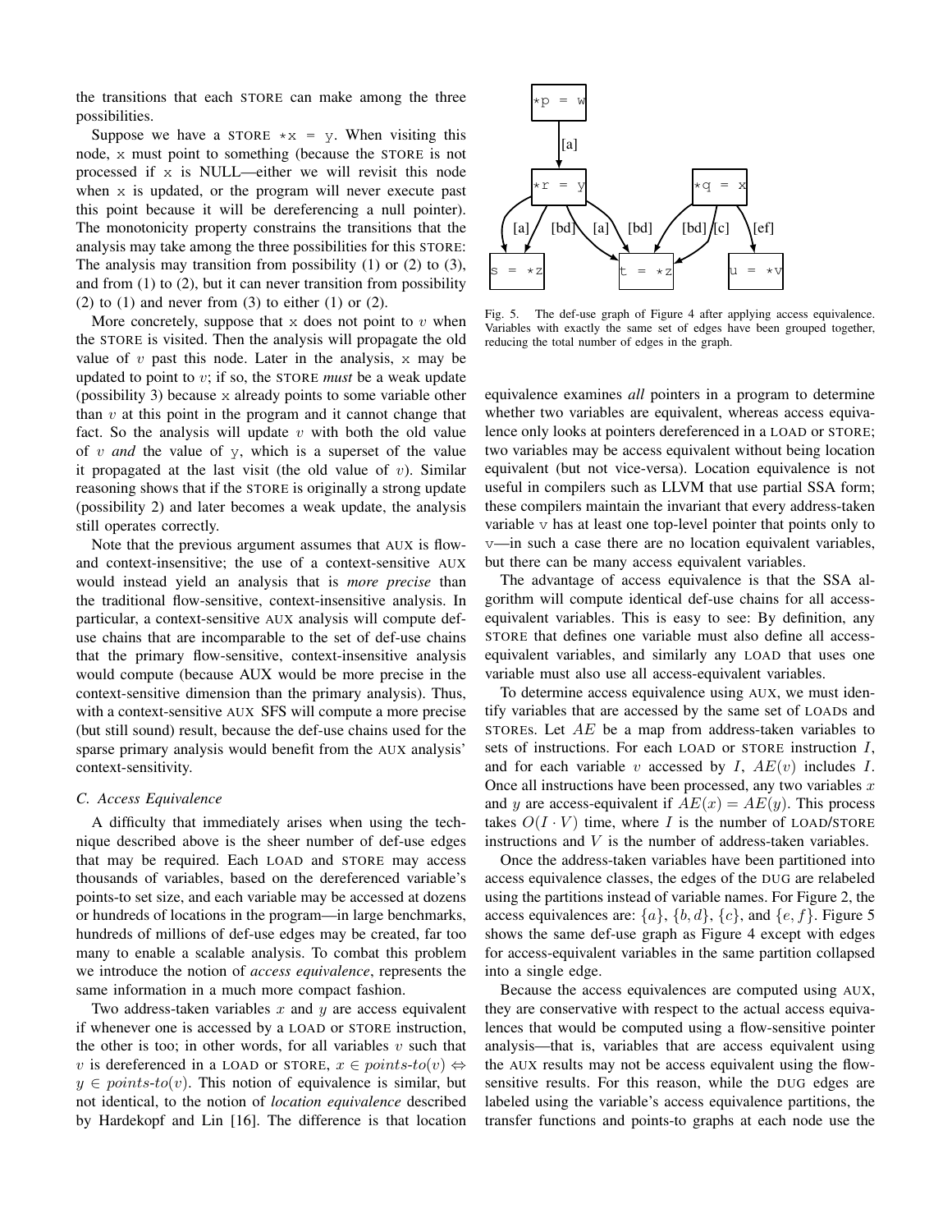the transitions that each STORE can make among the three possibilities.

Suppose we have a STORE `*x = y`. When visiting this node, x must point to something (because the STORE is not processed if x is NULL—either we will revisit this node when x is updated, or the program will never execute past this point because it will be dereferencing a null pointer). The monotonicity property constrains the transitions that the analysis may take among the three possibilities for this STORE: The analysis may transition from possibility (1) or (2) to (3), and from (1) to (2), but it can never transition from possibility (2) to (1) and never from (3) to either (1) or (2).

More concretely, suppose that x does not point to $v$ when the STORE is visited. Then the analysis will propagate the old value of $v$ past this node. Later in the analysis, x may be updated to point to $v$; if so, the STORE *must* be a weak update (possibility 3) because x already points to some variable other than $v$ at this point in the program and it cannot change that fact. So the analysis will update $v$ with both the old value of $v$ *and* the value of y, which is a superset of the value it propagated at the last visit (the old value of $v$). Similar reasoning shows that if the STORE is originally a strong update (possibility 2) and later becomes a weak update, the analysis still operates correctly.

Note that the previous argument assumes that AUX is flow- and context-insensitive; the use of a context-sensitive AUX would instead yield an analysis that is *more precise* than the traditional flow-sensitive, context-insensitive analysis. In particular, a context-sensitive AUX analysis will compute def-use chains that are incomparable to the set of def-use chains that the primary flow-sensitive, context-insensitive analysis would compute (because AUX would be more precise in the context-sensitive dimension than the primary analysis). Thus, with a context-sensitive AUX SFS will compute a more precise (but still sound) result, because the def-use chains used for the sparse primary analysis would benefit from the AUX analysis' context-sensitivity.

### C. Access Equivalence

A difficulty that immediately arises when using the technique described above is the sheer number of def-use edges that may be required. Each LOAD and STORE may access thousands of variables, based on the dereferenced variable's points-to set size, and each variable may be accessed at dozens or hundreds of locations in the program—in large benchmarks, hundreds of millions of def-use edges may be created, far too many to enable a scalable analysis. To combat this problem we introduce the notion of *access equivalence*, represents the same information in a much more compact fashion.

Two address-taken variables $x$ and $y$ are access equivalent if whenever one is accessed by a LOAD or STORE instruction, the other is too; in other words, for all variables $v$ such that $v$ is dereferenced in a LOAD or STORE, $x \in \textit{points-to}(v) \Leftrightarrow y \in \textit{points-to}(v)$. This notion of equivalence is similar, but not identical, to the notion of *location equivalence* described by Hardekopf and Lin [16]. The difference is that location equivalence examines *all* pointers in a program to determine whether two variables are equivalent, whereas access equivalence only looks at pointers dereferenced in a LOAD or STORE; two variables may be access equivalent without being location equivalent (but not vice-versa). Location equivalence is not useful in compilers such as LLVM that use partial SSA form; these compilers maintain the invariant that every address-taken variable v has at least one top-level pointer that points only to v—in such a case there are no location equivalent variables, but there can be many access equivalent variables.

Fig. 5. The def-use graph of Figure 4 after applying access equivalence. Variables with exactly the same set of edges have been grouped together, reducing the total number of edges in the graph.

The advantage of access equivalence is that the SSA algorithm will compute identical def-use chains for all access-equivalent variables. This is easy to see: By definition, any STORE that defines one variable must also define all access-equivalent variables, and similarly any LOAD that uses one variable must also use all access-equivalent variables.

To determine access equivalence using AUX, we must identify variables that are accessed by the same set of LOADs and STOREs. Let $AE$ be a map from address-taken variables to sets of instructions. For each LOAD or STORE instruction $I$, and for each variable $v$ accessed by $I$, $AE(v)$ includes $I$. Once all instructions have been processed, any two variables $x$ and $y$ are access-equivalent if $AE(x) = AE(y)$. This process takes $O(I \cdot V)$ time, where $I$ is the number of LOAD/STORE instructions and $V$ is the number of address-taken variables.

Once the address-taken variables have been partitioned into access equivalence classes, the edges of the DUG are relabeled using the partitions instead of variable names. For Figure 2, the access equivalences are: $\{a\}$, $\{b, d\}$, $\{c\}$, and $\{e, f\}$. Figure 5 shows the same def-use graph as Figure 4 except with edges for access-equivalent variables in the same partition collapsed into a single edge.

Because the access equivalences are computed using AUX, they are conservative with respect to the actual access equivalences that would be computed using a flow-sensitive pointer analysis—that is, variables that are access equivalent using the AUX results may not be access equivalent using the flow-sensitive results. For this reason, while the DUG edges are labeled using the variable's access equivalence partitions, the transfer functions and points-to graphs at each node use the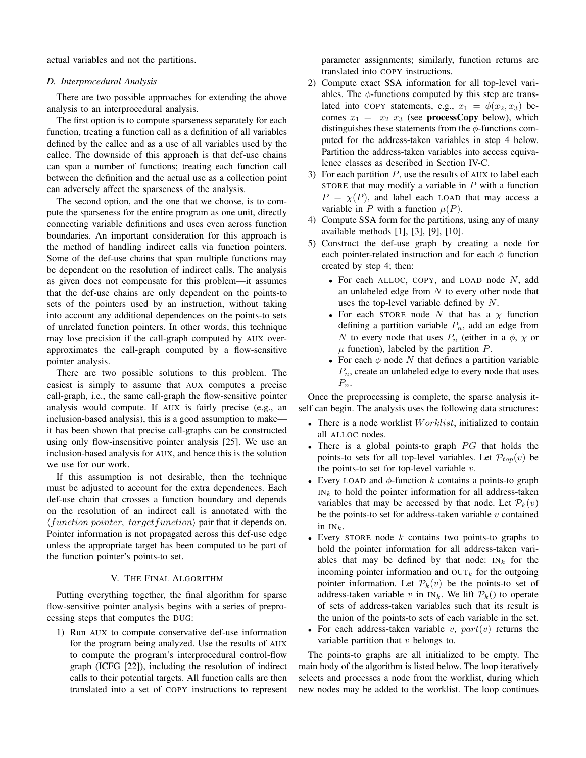actual variables and not the partitions.

### D. Interprocedural Analysis

There are two possible approaches for extending the above analysis to an interprocedural analysis.

The first option is to compute sparseness separately for each function, treating a function call as a definition of all variables defined by the callee and as a use of all variables used by the callee. The downside of this approach is that def-use chains can span a number of functions; treating each function call between the definition and the actual use as a collection point can adversely affect the sparseness of the analysis.

The second option, and the one that we choose, is to compute the sparseness for the entire program as one unit, directly connecting variable definitions and uses even across function boundaries. An important consideration for this approach is the method of handling indirect calls via function pointers. Some of the def-use chains that span multiple functions may be dependent on the resolution of indirect calls. The analysis as given does not compensate for this problem—it assumes that the def-use chains are only dependent on the points-to sets of the pointers used by an instruction, without taking into account any additional dependences on the points-to sets of unrelated function pointers. In other words, this technique may lose precision if the call-graph computed by AUX over-approximates the call-graph computed by a flow-sensitive pointer analysis.

There are two possible solutions to this problem. The easiest is simply to assume that AUX computes a precise call-graph, i.e., the same call-graph the flow-sensitive pointer analysis would compute. If AUX is fairly precise (e.g., an inclusion-based analysis), this is a good assumption to make—it has been shown that precise call-graphs can be constructed using only flow-insensitive pointer analysis [25]. We use an inclusion-based analysis for AUX, and hence this is the solution we use for our work.

If this assumption is not desirable, then the technique must be adjusted to account for the extra dependences. Each def-use chain that crosses a function boundary and depends on the resolution of an indirect call is annotated with the $\langle function\ pointer,\ target function\rangle$ pair that it depends on. Pointer information is not propagated across this def-use edge unless the appropriate target has been computed to be part of the function pointer's points-to set.

## V. The Final Algorithm

Putting everything together, the final algorithm for sparse flow-sensitive pointer analysis begins with a series of preprocessing steps that computes the DUG:

1) Run AUX to compute conservative def-use information for the program being analyzed. Use the results of AUX to compute the program's interprocedural control-flow graph (ICFG [22]), including the resolution of indirect calls to their potential targets. All function calls are then translated into a set of COPY instructions to represent parameter assignments; similarly, function returns are translated into COPY instructions.
2) Compute exact SSA information for all top-level variables. The $\phi$-functions computed by this step are translated into COPY statements, e.g., $x_1 = \phi(x_2, x_3)$ becomes $x_1 = \ x_2\ x_3$ (see **processCopy** below), which distinguishes these statements from the $\phi$-functions computed for the address-taken variables in step 4 below. Partition the address-taken variables into access equivalence classes as described in Section IV-C.
3) For each partition $P$, use the results of AUX to label each STORE that may modify a variable in $P$ with a function $P = \chi(P)$, and label each LOAD that may access a variable in $P$ with a function $\mu(P)$.
4) Compute SSA form for the partitions, using any of many available methods [1], [3], [9], [10].
5) Construct the def-use graph by creating a node for each pointer-related instruction and for each $\phi$ function created by step 4; then:
   - For each ALLOC, COPY, and LOAD node $N$, add an unlabeled edge from $N$ to every other node that uses the top-level variable defined by $N$.
   - For each STORE node $N$ that has a $\chi$ function defining a partition variable $P_n$, add an edge from $N$ to every node that uses $P_n$ (either in a $\phi$, $\chi$ or $\mu$ function), labeled by the partition $P$.
   - For each $\phi$ node $N$ that defines a partition variable $P_n$, create an unlabeled edge to every node that uses $P_n$.

Once the preprocessing is complete, the sparse analysis itself can begin. The analysis uses the following data structures:

- There is a node worklist $Worklist$, initialized to contain all ALLOC nodes.
- There is a global points-to graph $PG$ that holds the points-to sets for all top-level variables. Let $\mathcal{P}_{top}(v)$ be the points-to set for top-level variable $v$.
- Every LOAD and $\phi$-function $k$ contains a points-to graph $\text{IN}_k$ to hold the pointer information for all address-taken variables that may be accessed by that node. Let $\mathcal{P}_k(v)$ be the points-to set for address-taken variable $v$ contained in $\text{IN}_k$.
- Every STORE node $k$ contains two points-to graphs to hold the pointer information for all address-taken variables that may be defined by that node: $\text{IN}_k$ for the incoming pointer information and $\text{OUT}_k$ for the outgoing pointer information. Let $\mathcal{P}_k(v)$ be the points-to set of address-taken variable $v$ in $\text{IN}_k$. We lift $\mathcal{P}_k()$ to operate of sets of address-taken variables such that its result is the union of the points-to sets of each variable in the set.
- For each address-taken variable $v$, $part(v)$ returns the variable partition that $v$ belongs to.

The points-to graphs are all initialized to be empty. The main body of the algorithm is listed below. The loop iteratively selects and processes a node from the worklist, during which new nodes may be added to the worklist. The loop continues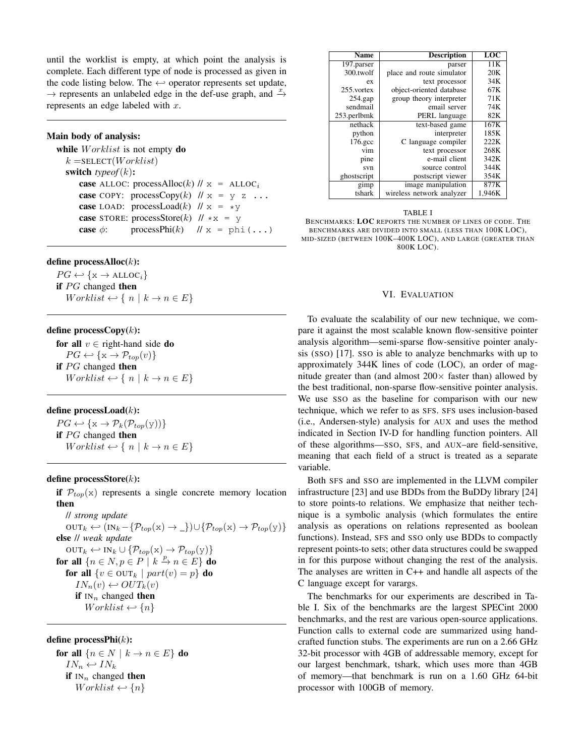until the worklist is empty, at which point the analysis is complete. Each different type of node is processed as given in the code listing below. The $\hookleftarrow$ operator represents set update, $\rightarrow$ represents an unlabeled edge in the def-use graph, and $\xrightarrow{x}$ represents an edge labeled with $x$.

---

**Main body of analysis:**

```
while Worklist is not empty do
  k = SELECT(Worklist)
  switch typeof(k):
      case ALLOC: processAlloc(k) // x = ALLOC_i
      case COPY:  processCopy(k)  // x = y z ...
      case LOAD:  processLoad(k)  // x = *y
      case STORE: processStore(k) // *x = y
      case φ:     processPhi(k)   // x = phi(...)
```

---

**define processAlloc($k$):**

```
PG ↩ {x → ALLOC_i}
if PG changed then
  Worklist ↩ { n | k → n ∈ E}
```

---

**define processCopy($k$):**

```
for all v ∈ right-hand side do
  PG ↩ {x → P_top(v)}
if PG changed then
  Worklist ↩ { n | k → n ∈ E}
```

---

**define processLoad($k$):**

```
PG ↩ {x → P_k(P_top(y))}
if PG changed then
  Worklist ↩ { n | k → n ∈ E}
```

---

**define processStore($k$):**

```
if P_top(x) represents a single concrete memory location then
  // strong update
  OUT_k ↩ (IN_k − {P_top(x) → _}) ∪ {P_top(x) → P_top(y)}
else // weak update
  OUT_k ↩ IN_k ∪ {P_top(x) → P_top(y)}
for all {n ∈ N, p ∈ P | k -p-> n ∈ E} do
  for all {v ∈ OUT_k | part(v) = p} do
    IN_n(v) ↩ OUT_k(v)
    if IN_n changed then
      Worklist ↩ {n}
```

---

**define processPhi($k$):**

```
for all {n ∈ N | k → n ∈ E} do
  IN_n ↩ IN_k
  if IN_n changed then
    Worklist ↩ {n}
```

| Name | Description | LOC |
|---|---|---|
| 197.parser | parser | 11K |
| 300.twolf | place and route simulator | 20K |
| ex | text processor | 34K |
| 255.vortex | object-oriented database | 67K |
| 254.gap | group theory interpreter | 71K |
| sendmail | email server | 74K |
| 253.perlbmk | PERL language | 82K |
| nethack | text-based game | 167K |
| python | interpreter | 185K |
| 176.gcc | C language compiler | 222K |
| vim | text processor | 268K |
| pine | e-mail client | 342K |
| svn | source control | 344K |
| ghostscript | postscript viewer | 354K |
| gimp | image manipulation | 877K |
| tshark | wireless network analyzer | 1,946K |

TABLE I
BENCHMARKS: **LOC** REPORTS THE NUMBER OF LINES OF CODE. THE BENCHMARKS ARE DIVIDED INTO SMALL (LESS THAN 100K LOC), MID-SIZED (BETWEEN 100K–400K LOC), AND LARGE (GREATER THAN 800K LOC).

## VI. Evaluation

To evaluate the scalability of our new technique, we compare it against the most scalable known flow-sensitive pointer analysis algorithm—semi-sparse flow-sensitive pointer analysis (SSO) [17]. SSO is able to analyze benchmarks with up to approximately 344K lines of code (LOC), an order of magnitude greater than (and almost 200× faster than) allowed by the best traditional, non-sparse flow-sensitive pointer analysis. We use SSO as the baseline for comparison with our new technique, which we refer to as SFS. SFS uses inclusion-based (i.e., Andersen-style) analysis for AUX and uses the method indicated in Section IV-D for handling function pointers. All of these algorithms—SSO, SFS, and AUX–are field-sensitive, meaning that each field of a struct is treated as a separate variable.

Both SFS and SSO are implemented in the LLVM compiler infrastructure [23] and use BDDs from the BuDDy library [24] to store points-to relations. We emphasize that neither technique is a symbolic analysis (which formulates the entire analysis as operations on relations represented as boolean functions). Instead, SFS and SSO only use BDDs to compactly represent points-to sets; other data structures could be swapped in for this purpose without changing the rest of the analysis. The analyses are written in C++ and handle all aspects of the C language except for varargs.

The benchmarks for our experiments are described in Table I. Six of the benchmarks are the largest SPECint 2000 benchmarks, and the rest are various open-source applications. Function calls to external code are summarized using hand-crafted function stubs. The experiments are run on a 2.66 GHz 32-bit processor with 4GB of addressable memory, except for our largest benchmark, tshark, which uses more than 4GB of memory—that benchmark is run on a 1.60 GHz 64-bit processor with 100GB of memory.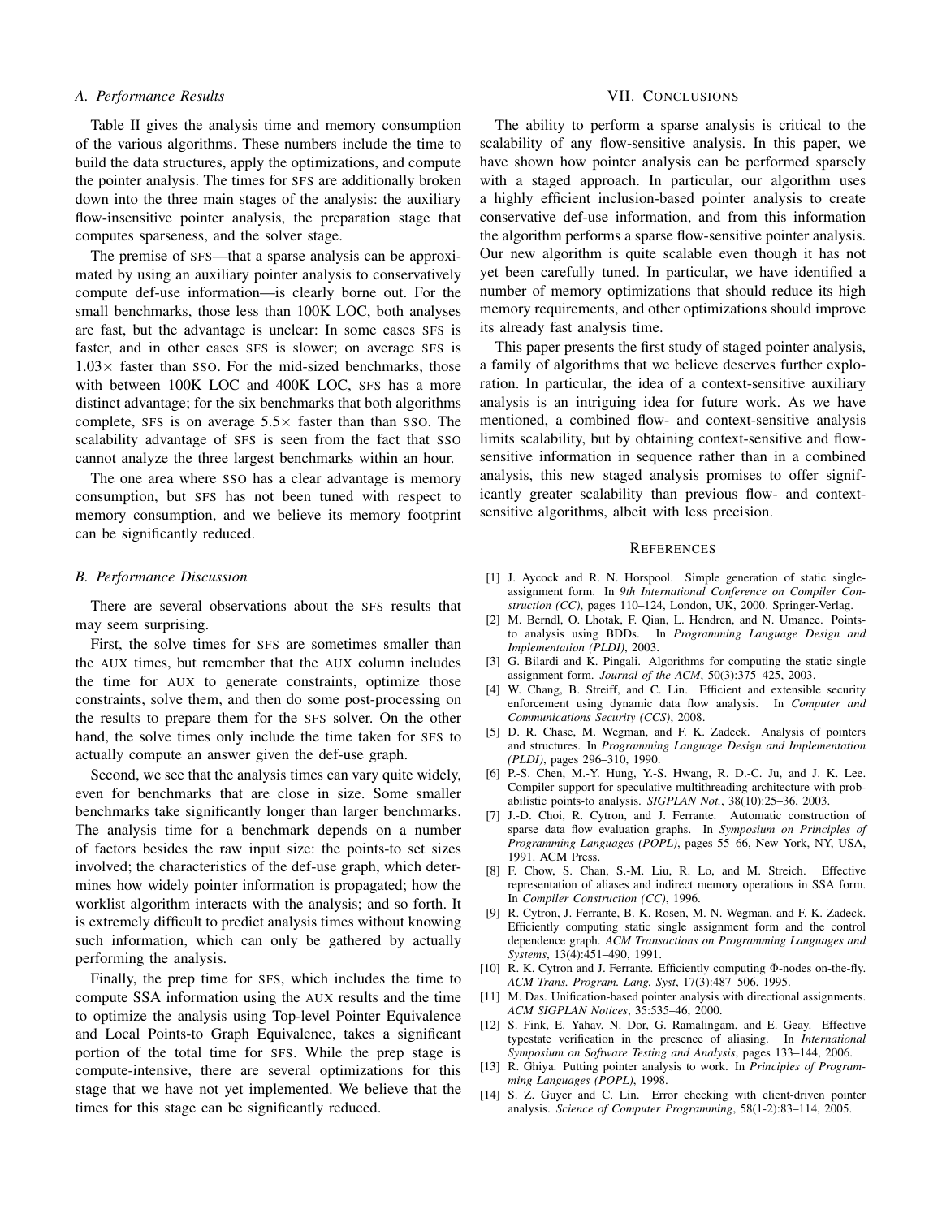### A. Performance Results

Table II gives the analysis time and memory consumption of the various algorithms. These numbers include the time to build the data structures, apply the optimizations, and compute the pointer analysis. The times for SFS are additionally broken down into the three main stages of the analysis: the auxiliary flow-insensitive pointer analysis, the preparation stage that computes sparseness, and the solver stage.

The premise of SFS—that a sparse analysis can be approximated by using an auxiliary pointer analysis to conservatively compute def-use information—is clearly borne out. For the small benchmarks, those less than 100K LOC, both analyses are fast, but the advantage is unclear: In some cases SFS is faster, and in other cases SFS is slower; on average SFS is $1.03\times$ faster than SSO. For the mid-sized benchmarks, those with between 100K LOC and 400K LOC, SFS has a more distinct advantage; for the six benchmarks that both algorithms complete, SFS is on average $5.5\times$ faster than than SSO. The scalability advantage of SFS is seen from the fact that SSO cannot analyze the three largest benchmarks within an hour.

The one area where SSO has a clear advantage is memory consumption, but SFS has not been tuned with respect to memory consumption, and we believe its memory footprint can be significantly reduced.

### B. Performance Discussion

There are several observations about the SFS results that may seem surprising.

First, the solve times for SFS are sometimes smaller than the AUX times, but remember that the AUX column includes the time for AUX to generate constraints, optimize those constraints, solve them, and then do some post-processing on the results to prepare them for the SFS solver. On the other hand, the solve times only include the time taken for SFS to actually compute an answer given the def-use graph.

Second, we see that the analysis times can vary quite widely, even for benchmarks that are close in size. Some smaller benchmarks take significantly longer than larger benchmarks. The analysis time for a benchmark depends on a number of factors besides the raw input size: the points-to set sizes involved; the characteristics of the def-use graph, which determines how widely pointer information is propagated; how the worklist algorithm interacts with the analysis; and so forth. It is extremely difficult to predict analysis times without knowing such information, which can only be gathered by actually performing the analysis.

Finally, the prep time for SFS, which includes the time to compute SSA information using the AUX results and the time to optimize the analysis using Top-level Pointer Equivalence and Local Points-to Graph Equivalence, takes a significant portion of the total time for SFS. While the prep stage is compute-intensive, there are several optimizations for this stage that we have not yet implemented. We believe that the times for this stage can be significantly reduced.

## VII. Conclusions

The ability to perform a sparse analysis is critical to the scalability of any flow-sensitive analysis. In this paper, we have shown how pointer analysis can be performed sparsely with a staged approach. In particular, our algorithm uses a highly efficient inclusion-based pointer analysis to create conservative def-use information, and from this information the algorithm performs a sparse flow-sensitive pointer analysis. Our new algorithm is quite scalable even though it has not yet been carefully tuned. In particular, we have identified a number of memory optimizations that should reduce its high memory requirements, and other optimizations should improve its already fast analysis time.

This paper presents the first study of staged pointer analysis, a family of algorithms that we believe deserves further exploration. In particular, the idea of a context-sensitive auxiliary analysis is an intriguing idea for future work. As we have mentioned, a combined flow- and context-sensitive analysis limits scalability, but by obtaining context-sensitive and flow-sensitive information in sequence rather than in a combined analysis, this new staged analysis promises to offer significantly greater scalability than previous flow- and context-sensitive algorithms, albeit with less precision.

## References

[1] J. Aycock and R. N. Horspool. Simple generation of static single-assignment form. In *9th International Conference on Compiler Construction (CC)*, pages 110–124, London, UK, 2000. Springer-Verlag.

[2] M. Berndl, O. Lhotak, F. Qian, L. Hendren, and N. Umanee. Points-to analysis using BDDs. In *Programming Language Design and Implementation (PLDI)*, 2003.

[3] G. Bilardi and K. Pingali. Algorithms for computing the static single assignment form. *Journal of the ACM*, 50(3):375–425, 2003.

[4] W. Chang, B. Streiff, and C. Lin. Efficient and extensible security enforcement using dynamic data flow analysis. In *Computer and Communications Security (CCS)*, 2008.

[5] D. R. Chase, M. Wegman, and F. K. Zadeck. Analysis of pointers and structures. In *Programming Language Design and Implementation (PLDI)*, pages 296–310, 1990.

[6] P.-S. Chen, M.-Y. Hung, Y.-S. Hwang, R. D.-C. Ju, and J. K. Lee. Compiler support for speculative multithreading architecture with probabilistic points-to analysis. *SIGPLAN Not.*, 38(10):25–36, 2003.

[7] J.-D. Choi, R. Cytron, and J. Ferrante. Automatic construction of sparse data flow evaluation graphs. In *Symposium on Principles of Programming Languages (POPL)*, pages 55–66, New York, NY, USA, 1991. ACM Press.

[8] F. Chow, S. Chan, S.-M. Liu, R. Lo, and M. Streich. Effective representation of aliases and indirect memory operations in SSA form. In *Compiler Construction (CC)*, 1996.

[9] R. Cytron, J. Ferrante, B. K. Rosen, M. N. Wegman, and F. K. Zadeck. Efficiently computing static single assignment form and the control dependence graph. *ACM Transactions on Programming Languages and Systems*, 13(4):451–490, 1991.

[10] R. K. Cytron and J. Ferrante. Efficiently computing Φ-nodes on-the-fly. *ACM Trans. Program. Lang. Syst*, 17(3):487–506, 1995.

[11] M. Das. Unification-based pointer analysis with directional assignments. *ACM SIGPLAN Notices*, 35:535–46, 2000.

[12] S. Fink, E. Yahav, N. Dor, G. Ramalingam, and E. Geay. Effective typestate verification in the presence of aliasing. In *International Symposium on Software Testing and Analysis*, pages 133–144, 2006.

[13] R. Ghiya. Putting pointer analysis to work. In *Principles of Programming Languages (POPL)*, 1998.

[14] S. Z. Guyer and C. Lin. Error checking with client-driven pointer analysis. *Science of Computer Programming*, 58(1-2):83–114, 2005.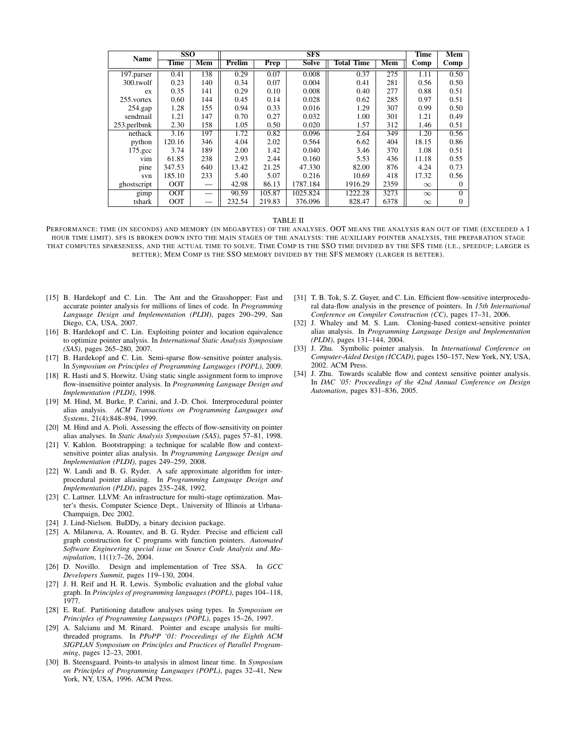| Name | SSO | | SFS | | | | | Time | Mem |
|---|---|---|---|---|---|---|---|---|---|
| | Time | Mem | Prelim | Prep | Solve | Total Time | Mem | Comp | Comp |
| 197.parser | 0.41 | 138 | 0.29 | 0.07 | 0.008 | 0.37 | 275 | 1.11 | 0.50 |
| 300.twolf | 0.23 | 140 | 0.34 | 0.07 | 0.004 | 0.41 | 281 | 0.56 | 0.50 |
| ex | 0.35 | 141 | 0.29 | 0.10 | 0.008 | 0.40 | 277 | 0.88 | 0.51 |
| 255.vortex | 0.60 | 144 | 0.45 | 0.14 | 0.028 | 0.62 | 285 | 0.97 | 0.51 |
| 254.gap | 1.28 | 155 | 0.94 | 0.33 | 0.016 | 1.29 | 307 | 0.99 | 0.50 |
| sendmail | 1.21 | 147 | 0.70 | 0.27 | 0.032 | 1.00 | 301 | 1.21 | 0.49 |
| 253.perlbmk | 2.30 | 158 | 1.05 | 0.50 | 0.020 | 1.57 | 312 | 1.46 | 0.51 |
| nethack | 3.16 | 197 | 1.72 | 0.82 | 0.096 | 2.64 | 349 | 1.20 | 0.56 |
| python | 120.16 | 346 | 4.04 | 2.02 | 0.564 | 6.62 | 404 | 18.15 | 0.86 |
| 175.gcc | 3.74 | 189 | 2.00 | 1.42 | 0.040 | 3.46 | 370 | 1.08 | 0.51 |
| vim | 61.85 | 238 | 2.93 | 2.44 | 0.160 | 5.53 | 436 | 11.18 | 0.55 |
| pine | 347.53 | 640 | 13.42 | 21.25 | 47.330 | 82.00 | 876 | 4.24 | 0.73 |
| svn | 185.10 | 233 | 5.40 | 5.07 | 0.216 | 10.69 | 418 | 17.32 | 0.56 |
| ghostscript | OOT | — | 42.98 | 86.13 | 1787.184 | 1916.29 | 2359 | $\infty$ | 0 |
| gimp | OOT | — | 90.59 | 105.87 | 1025.824 | 1222.28 | 3273 | $\infty$ | 0 |
| tshark | OOT | — | 232.54 | 219.83 | 376.096 | 828.47 | 6378 | $\infty$ | 0 |

TABLE II

PERFORMANCE: TIME (IN SECONDS) AND MEMORY (IN MEGABYTES) OF THE ANALYSES. OOT MEANS THE ANALYSIS RAN OUT OF TIME (EXCEEDED A 1 HOUR TIME LIMIT). SFS IS BROKEN DOWN INTO THE MAIN STAGES OF THE ANALYSIS: THE AUXILIARY POINTER ANALYSIS, THE PREPARATION STAGE THAT COMPUTES SPARSENESS, AND THE ACTUAL TIME TO SOLVE. TIME COMP IS THE SSO TIME DIVIDED BY THE SFS TIME (I.E., SPEEDUP; LARGER IS BETTER); MEM COMP IS THE SSO MEMORY DIVIDED BY THE SFS MEMORY (LARGER IS BETTER).

[15] B. Hardekopf and C. Lin. The Ant and the Grasshopper: Fast and accurate pointer analysis for millions of lines of code. In *Programming Language Design and Implementation (PLDI)*, pages 290–299, San Diego, CA, USA, 2007.

[16] B. Hardekopf and C. Lin. Exploiting pointer and location equivalence to optimize pointer analysis. In *International Static Analysis Symposium (SAS)*, pages 265–280, 2007.

[17] B. Hardekopf and C. Lin. Semi-sparse flow-sensitive pointer analysis. In *Symposium on Principles of Programming Languages (POPL)*, 2009.

[18] R. Hasti and S. Horwitz. Using static single assignment form to improve flow-insensitive pointer analysis. In *Programming Language Design and Implementation (PLDI)*, 1998.

[19] M. Hind, M. Burke, P. Carini, and J.-D. Choi. Interprocedural pointer alias analysis. *ACM Transactions on Programming Languages and Systems*, 21(4):848–894, 1999.

[20] M. Hind and A. Pioli. Assessing the effects of flow-sensitivity on pointer alias analyses. In *Static Analysis Symposium (SAS)*, pages 57–81, 1998.

[21] V. Kahlon. Bootstrapping: a technique for scalable flow and context-sensitive pointer alias analysis. In *Programming Language Design and Implementation (PLDI)*, pages 249–259, 2008.

[22] W. Landi and B. G. Ryder. A safe approximate algorithm for interprocedural pointer aliasing. In *Programming Language Design and Implementation (PLDI)*, pages 235–248, 1992.

[23] C. Lattner. LLVM: An infrastructure for multi-stage optimization. Master's thesis, Computer Science Dept., University of Illinois at Urbana-Champaign, Dec 2002.

[24] J. Lind-Nielson. BuDDy, a binary decision package.

[25] A. Milanova, A. Rountev, and B. G. Ryder. Precise and efficient call graph construction for C programs with function pointers. *Automated Software Engineering special issue on Source Code Analysis and Manipulation*, 11(1):7–26, 2004.

[26] D. Novillo. Design and implementation of Tree SSA. In *GCC Developers Summit*, pages 119–130, 2004.

[27] J. H. Reif and H. R. Lewis. Symbolic evaluation and the global value graph. In *Principles of programming languages (POPL)*, pages 104–118, 1977.

[28] E. Ruf. Partitioning dataflow analyses using types. In *Symposium on Principles of Programming Languages (POPL)*, pages 15–26, 1997.

[29] A. Salcianu and M. Rinard. Pointer and escape analysis for multithreaded programs. In *PPoPP '01: Proceedings of the Eighth ACM SIGPLAN Symposium on Principles and Practices of Parallel Programming*, pages 12–23, 2001.

[30] B. Steensgaard. Points-to analysis in almost linear time. In *Symposium on Principles of Programming Languages (POPL)*, pages 32–41, New York, NY, USA, 1996. ACM Press.

[31] T. B. Tok, S. Z. Guyer, and C. Lin. Efficient flow-sensitive interprocedural data-flow analysis in the presence of pointers. In *15th International Conference on Compiler Construction (CC)*, pages 17–31, 2006.

[32] J. Whaley and M. S. Lam. Cloning-based context-sensitive pointer alias analysis. In *Programming Language Design and Implementation (PLDI)*, pages 131–144, 2004.

[33] J. Zhu. Symbolic pointer analysis. In *International Conference on Computer-Aided Design (ICCAD)*, pages 150–157, New York, NY, USA, 2002. ACM Press.

[34] J. Zhu. Towards scalable flow and context sensitive pointer analysis. In *DAC '05: Proceedings of the 42nd Annual Conference on Design Automation*, pages 831–836, 2005.